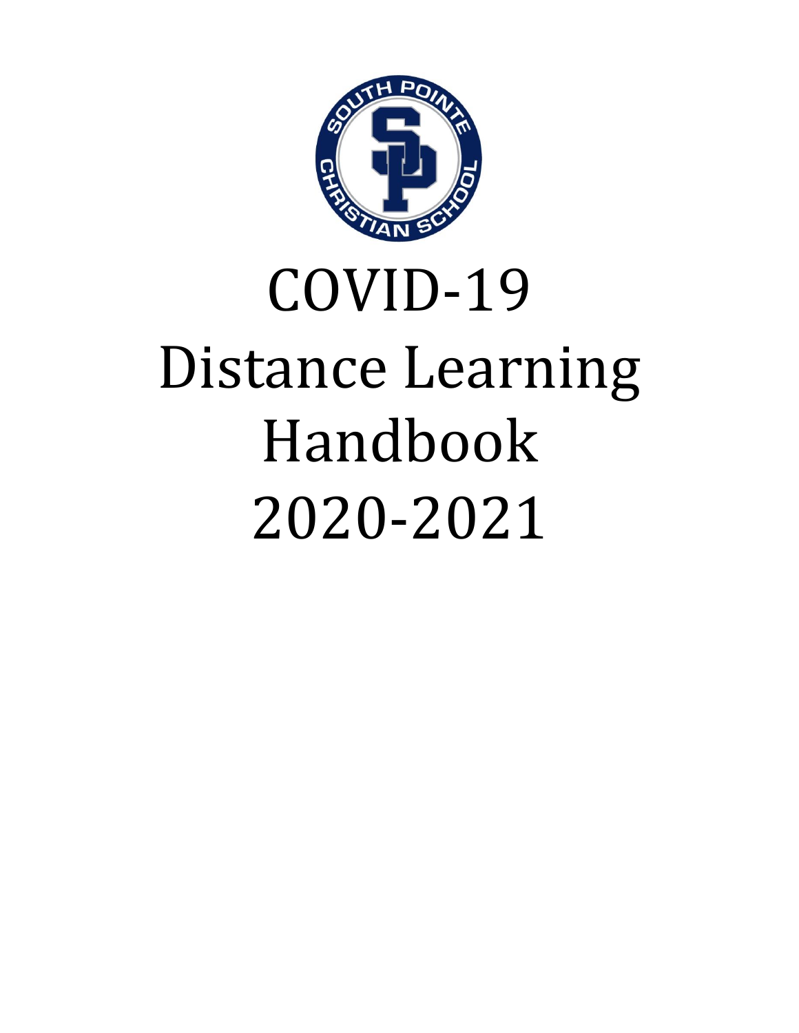# COVID-19 Distance Learning Handbook 2020-2021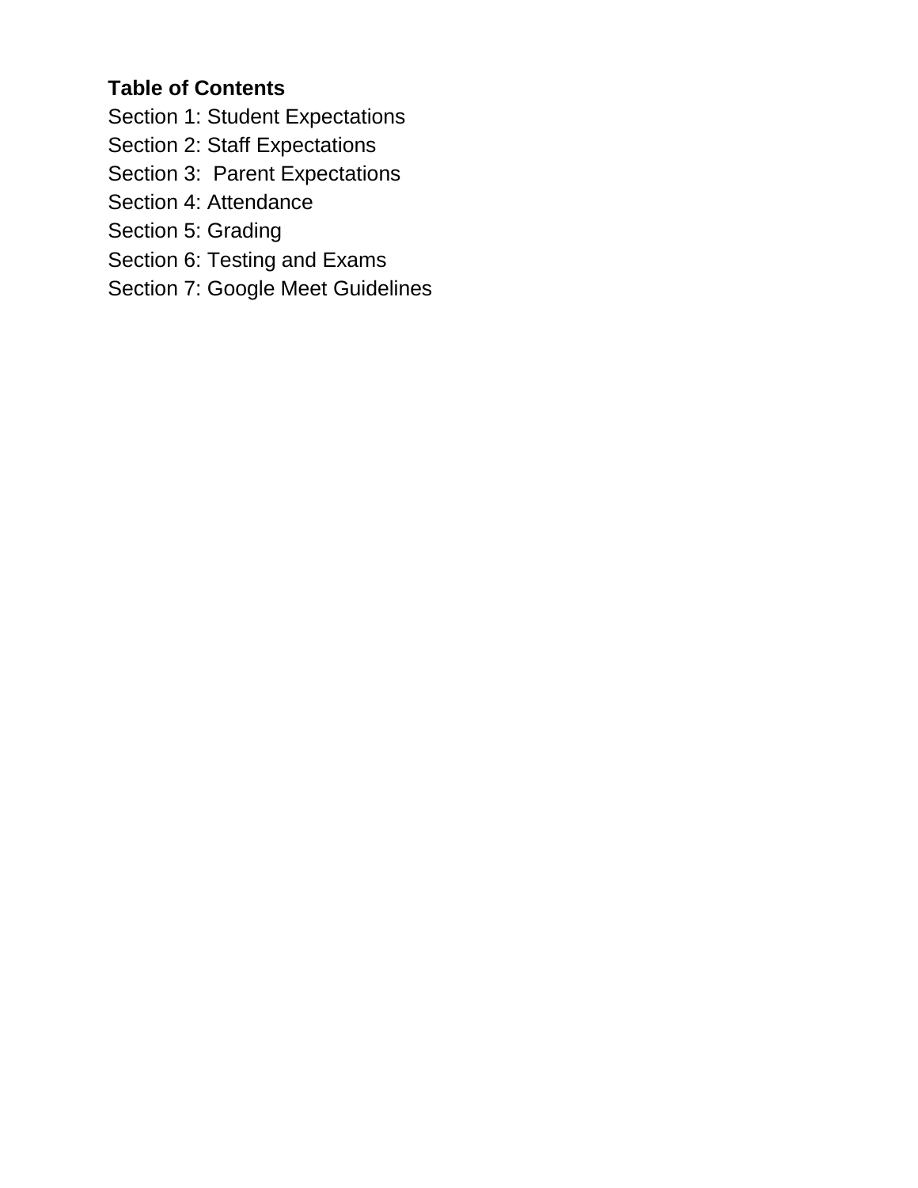**Table of Contents**

Section 1: Student Expectations
Section 2: Staff Expectations
Section 3:  Parent Expectations
Section 4: Attendance
Section 5: Grading
Section 6: Testing and Exams
Section 7: Google Meet Guidelines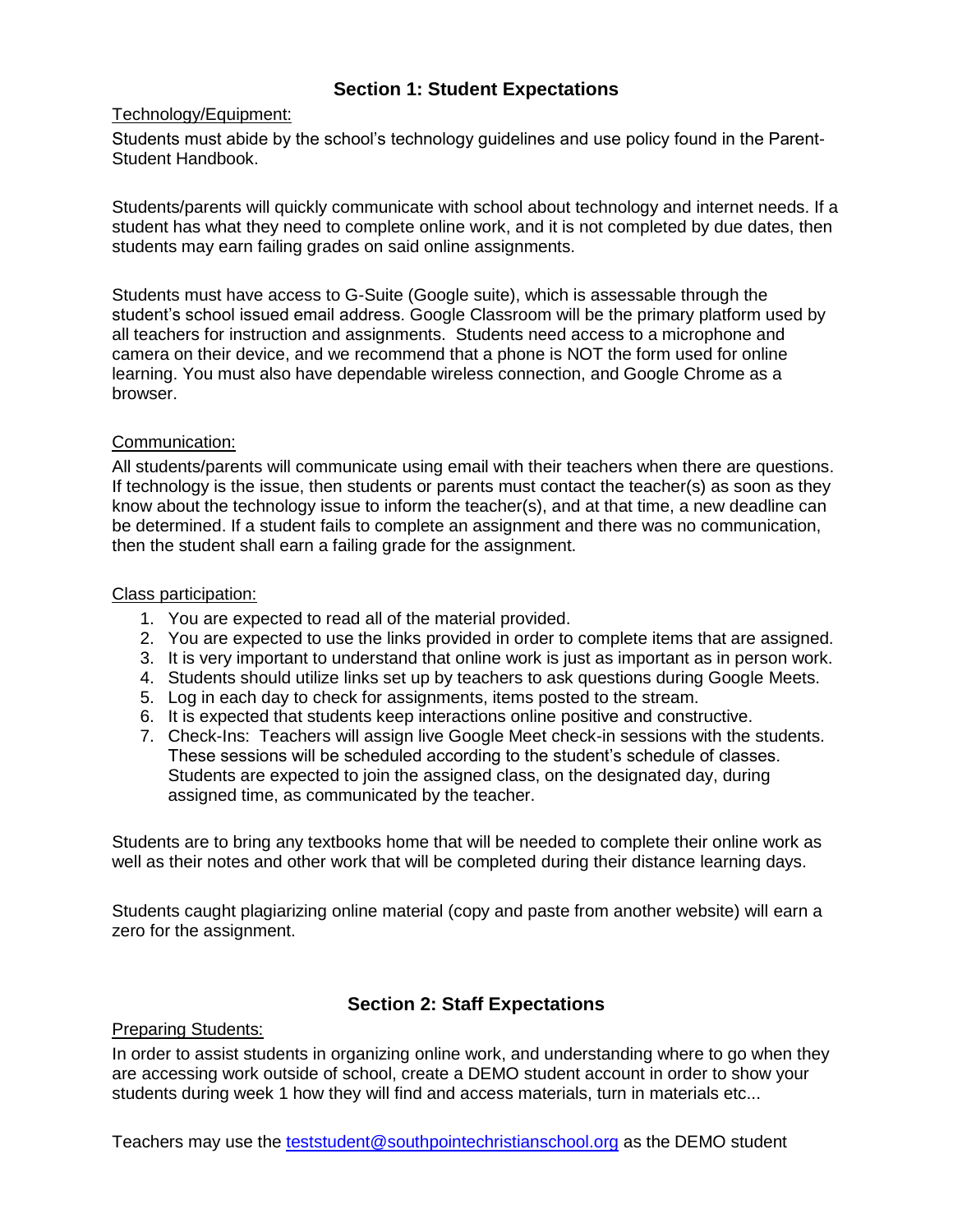## Section 1: Student Expectations

Technology/Equipment:

Students must abide by the school's technology guidelines and use policy found in the Parent-Student Handbook.

Students/parents will quickly communicate with school about technology and internet needs. If a student has what they need to complete online work, and it is not completed by due dates, then students may earn failing grades on said online assignments.

Students must have access to G-Suite (Google suite), which is assessable through the student's school issued email address. Google Classroom will be the primary platform used by all teachers for instruction and assignments. Students need access to a microphone and camera on their device, and we recommend that a phone is NOT the form used for online learning. You must also have dependable wireless connection, and Google Chrome as a browser.

Communication:

All students/parents will communicate using email with their teachers when there are questions. If technology is the issue, then students or parents must contact the teacher(s) as soon as they know about the technology issue to inform the teacher(s), and at that time, a new deadline can be determined. If a student fails to complete an assignment and there was no communication, then the student shall earn a failing grade for the assignment.

Class participation:

1. You are expected to read all of the material provided.
2. You are expected to use the links provided in order to complete items that are assigned.
3. It is very important to understand that online work is just as important as in person work.
4. Students should utilize links set up by teachers to ask questions during Google Meets.
5. Log in each day to check for assignments, items posted to the stream.
6. It is expected that students keep interactions online positive and constructive.
7. Check-Ins: Teachers will assign live Google Meet check-in sessions with the students. These sessions will be scheduled according to the student's schedule of classes. Students are expected to join the assigned class, on the designated day, during assigned time, as communicated by the teacher.

Students are to bring any textbooks home that will be needed to complete their online work as well as their notes and other work that will be completed during their distance learning days.

Students caught plagiarizing online material (copy and paste from another website) will earn a zero for the assignment.

## Section 2: Staff Expectations

Preparing Students:

In order to assist students in organizing online work, and understanding where to go when they are accessing work outside of school, create a DEMO student account in order to show your students during week 1 how they will find and access materials, turn in materials etc...

Teachers may use the teststudent@southpointechristianschool.org as the DEMO student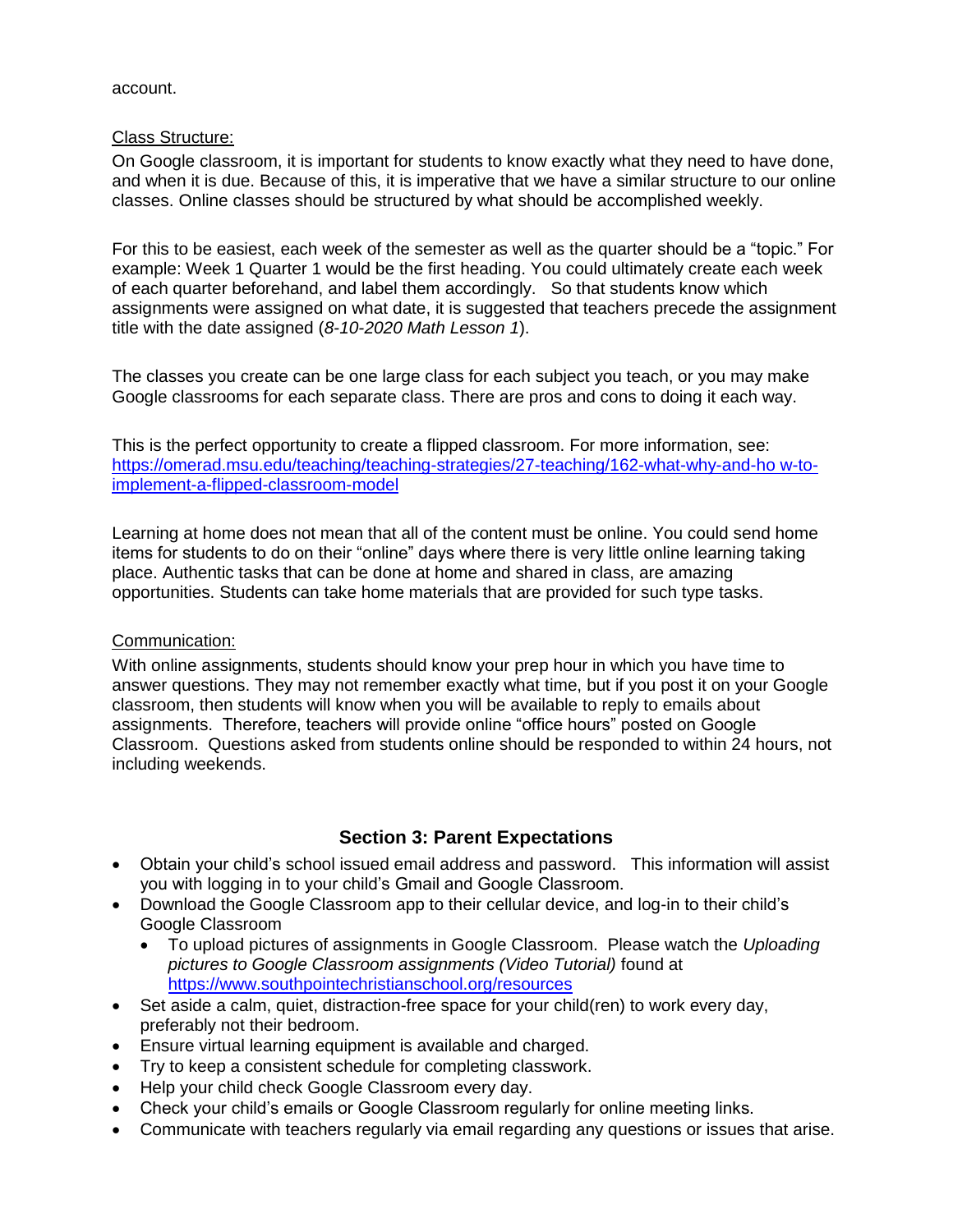account.

Class Structure:

On Google classroom, it is important for students to know exactly what they need to have done, and when it is due. Because of this, it is imperative that we have a similar structure to our online classes. Online classes should be structured by what should be accomplished weekly.

For this to be easiest, each week of the semester as well as the quarter should be a "topic." For example: Week 1 Quarter 1 would be the first heading. You could ultimately create each week of each quarter beforehand, and label them accordingly. So that students know which assignments were assigned on what date, it is suggested that teachers precede the assignment title with the date assigned (*8-10-2020 Math Lesson 1*).

The classes you create can be one large class for each subject you teach, or you may make Google classrooms for each separate class. There are pros and cons to doing it each way.

This is the perfect opportunity to create a flipped classroom. For more information, see: [https://omerad.msu.edu/teaching/teaching-strategies/27-teaching/162-what-why-and-ho w-to-implement-a-flipped-classroom-model](https://omerad.msu.edu/teaching/teaching-strategies/27-teaching/162-what-why-and-how-to-implement-a-flipped-classroom-model)

Learning at home does not mean that all of the content must be online. You could send home items for students to do on their "online" days where there is very little online learning taking place. Authentic tasks that can be done at home and shared in class, are amazing opportunities. Students can take home materials that are provided for such type tasks.

Communication:

With online assignments, students should know your prep hour in which you have time to answer questions. They may not remember exactly what time, but if you post it on your Google classroom, then students will know when you will be available to reply to emails about assignments. Therefore, teachers will provide online "office hours" posted on Google Classroom. Questions asked from students online should be responded to within 24 hours, not including weekends.

## Section 3: Parent Expectations

- Obtain your child's school issued email address and password. This information will assist you with logging in to your child's Gmail and Google Classroom.
- Download the Google Classroom app to their cellular device, and log-in to their child's Google Classroom
  - To upload pictures of assignments in Google Classroom. Please watch the *Uploading pictures to Google Classroom assignments (Video Tutorial)* found at [https://www.southpointechristianschool.org/resources](https://www.southpointechristianschool.org/resources)
- Set aside a calm, quiet, distraction-free space for your child(ren) to work every day, preferably not their bedroom.
- Ensure virtual learning equipment is available and charged.
- Try to keep a consistent schedule for completing classwork.
- Help your child check Google Classroom every day.
- Check your child's emails or Google Classroom regularly for online meeting links.
- Communicate with teachers regularly via email regarding any questions or issues that arise.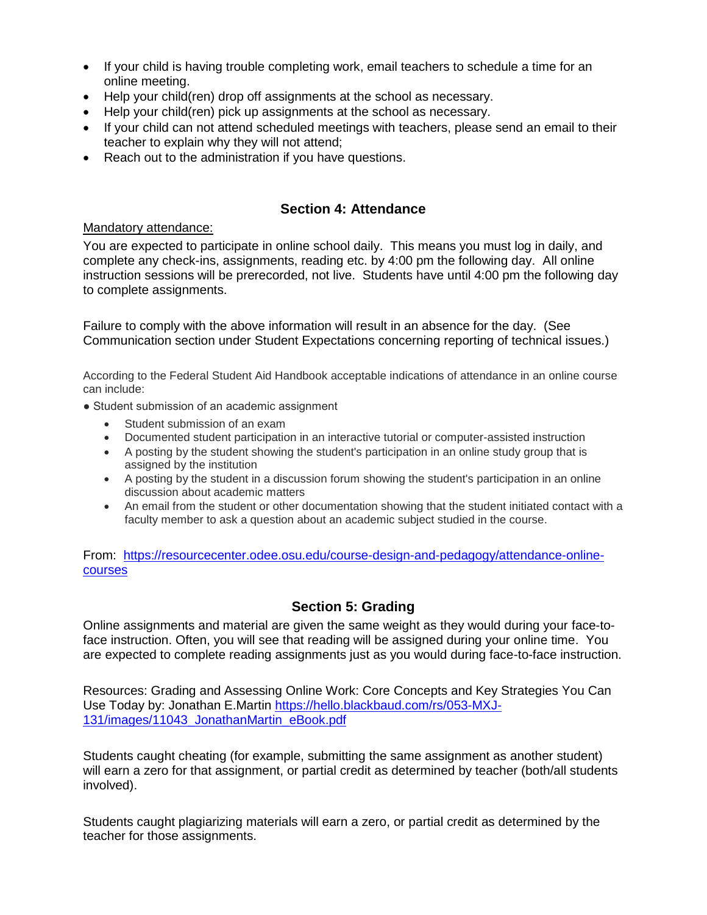- If your child is having trouble completing work, email teachers to schedule a time for an online meeting.
- Help your child(ren) drop off assignments at the school as necessary.
- Help your child(ren) pick up assignments at the school as necessary.
- If your child can not attend scheduled meetings with teachers, please send an email to their teacher to explain why they will not attend;
- Reach out to the administration if you have questions.

## Section 4: Attendance

Mandatory attendance:

You are expected to participate in online school daily. This means you must log in daily, and complete any check-ins, assignments, reading etc. by 4:00 pm the following day. All online instruction sessions will be prerecorded, not live. Students have until 4:00 pm the following day to complete assignments.

Failure to comply with the above information will result in an absence for the day. (See Communication section under Student Expectations concerning reporting of technical issues.)

According to the Federal Student Aid Handbook acceptable indications of attendance in an online course can include:

- Student submission of an academic assignment
- Student submission of an exam
- Documented student participation in an interactive tutorial or computer-assisted instruction
- A posting by the student showing the student's participation in an online study group that is assigned by the institution
- A posting by the student in a discussion forum showing the student's participation in an online discussion about academic matters
- An email from the student or other documentation showing that the student initiated contact with a faculty member to ask a question about an academic subject studied in the course.

From: https://resourcecenter.odee.osu.edu/course-design-and-pedagogy/attendance-online-courses

## Section 5: Grading

Online assignments and material are given the same weight as they would during your face-to-face instruction. Often, you will see that reading will be assigned during your online time. You are expected to complete reading assignments just as you would during face-to-face instruction.

Resources: Grading and Assessing Online Work: Core Concepts and Key Strategies You Can Use Today by: Jonathan E.Martin https://hello.blackbaud.com/rs/053-MXJ-131/images/11043_JonathanMartin_eBook.pdf

Students caught cheating (for example, submitting the same assignment as another student) will earn a zero for that assignment, or partial credit as determined by teacher (both/all students involved).

Students caught plagiarizing materials will earn a zero, or partial credit as determined by the teacher for those assignments.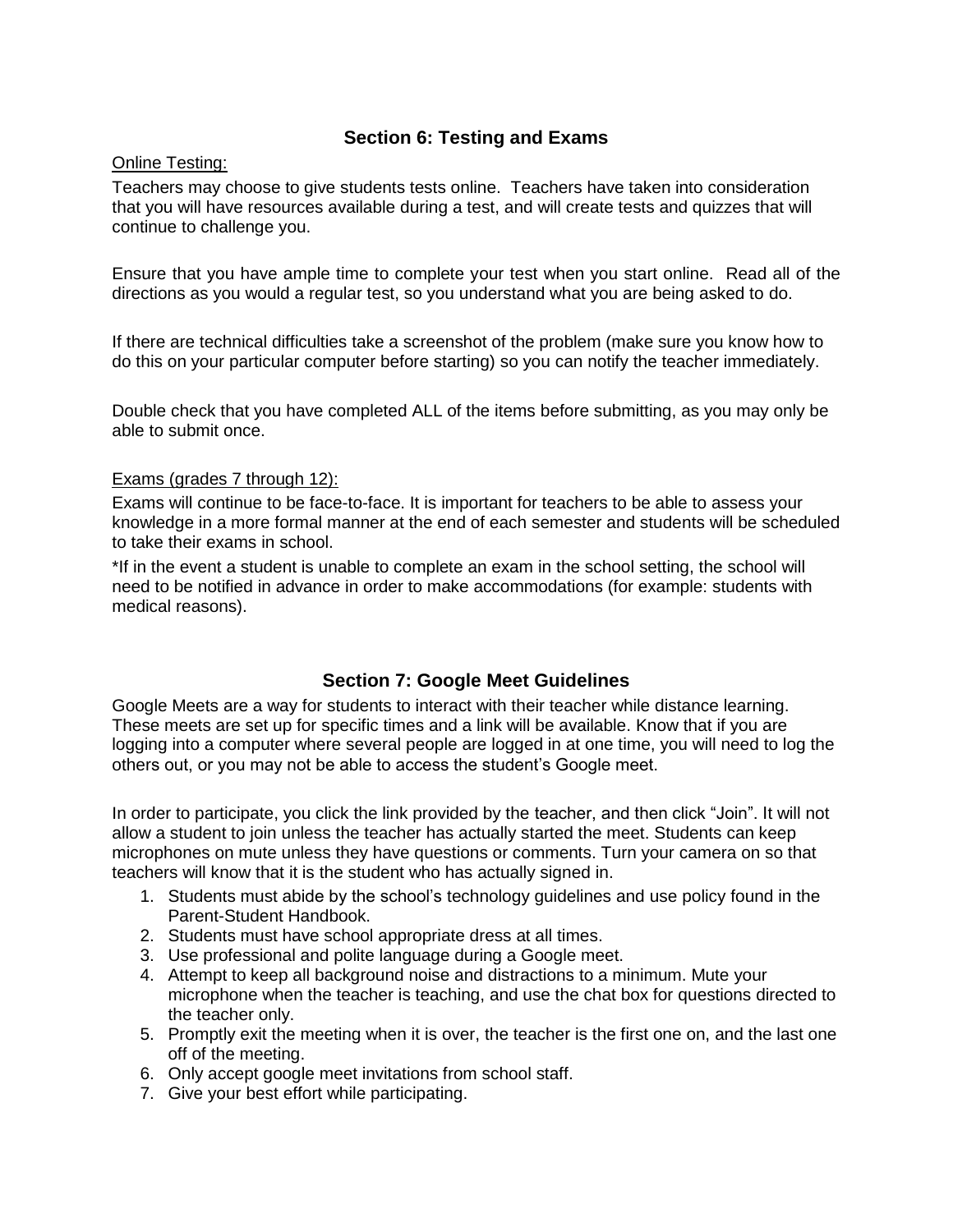## Section 6: Testing and Exams

Online Testing:

Teachers may choose to give students tests online. Teachers have taken into consideration that you will have resources available during a test, and will create tests and quizzes that will continue to challenge you.

Ensure that you have ample time to complete your test when you start online. Read all of the directions as you would a regular test, so you understand what you are being asked to do.

If there are technical difficulties take a screenshot of the problem (make sure you know how to do this on your particular computer before starting) so you can notify the teacher immediately.

Double check that you have completed ALL of the items before submitting, as you may only be able to submit once.

Exams (grades 7 through 12):

Exams will continue to be face-to-face. It is important for teachers to be able to assess your knowledge in a more formal manner at the end of each semester and students will be scheduled to take their exams in school.

*If in the event a student is unable to complete an exam in the school setting, the school will need to be notified in advance in order to make accommodations (for example: students with medical reasons).

## Section 7: Google Meet Guidelines

Google Meets are a way for students to interact with their teacher while distance learning. These meets are set up for specific times and a link will be available. Know that if you are logging into a computer where several people are logged in at one time, you will need to log the others out, or you may not be able to access the student's Google meet.

In order to participate, you click the link provided by the teacher, and then click "Join". It will not allow a student to join unless the teacher has actually started the meet. Students can keep microphones on mute unless they have questions or comments. Turn your camera on so that teachers will know that it is the student who has actually signed in.

1. Students must abide by the school's technology guidelines and use policy found in the Parent-Student Handbook.
2. Students must have school appropriate dress at all times.
3. Use professional and polite language during a Google meet.
4. Attempt to keep all background noise and distractions to a minimum. Mute your microphone when the teacher is teaching, and use the chat box for questions directed to the teacher only.
5. Promptly exit the meeting when it is over, the teacher is the first one on, and the last one off of the meeting.
6. Only accept google meet invitations from school staff.
7. Give your best effort while participating.